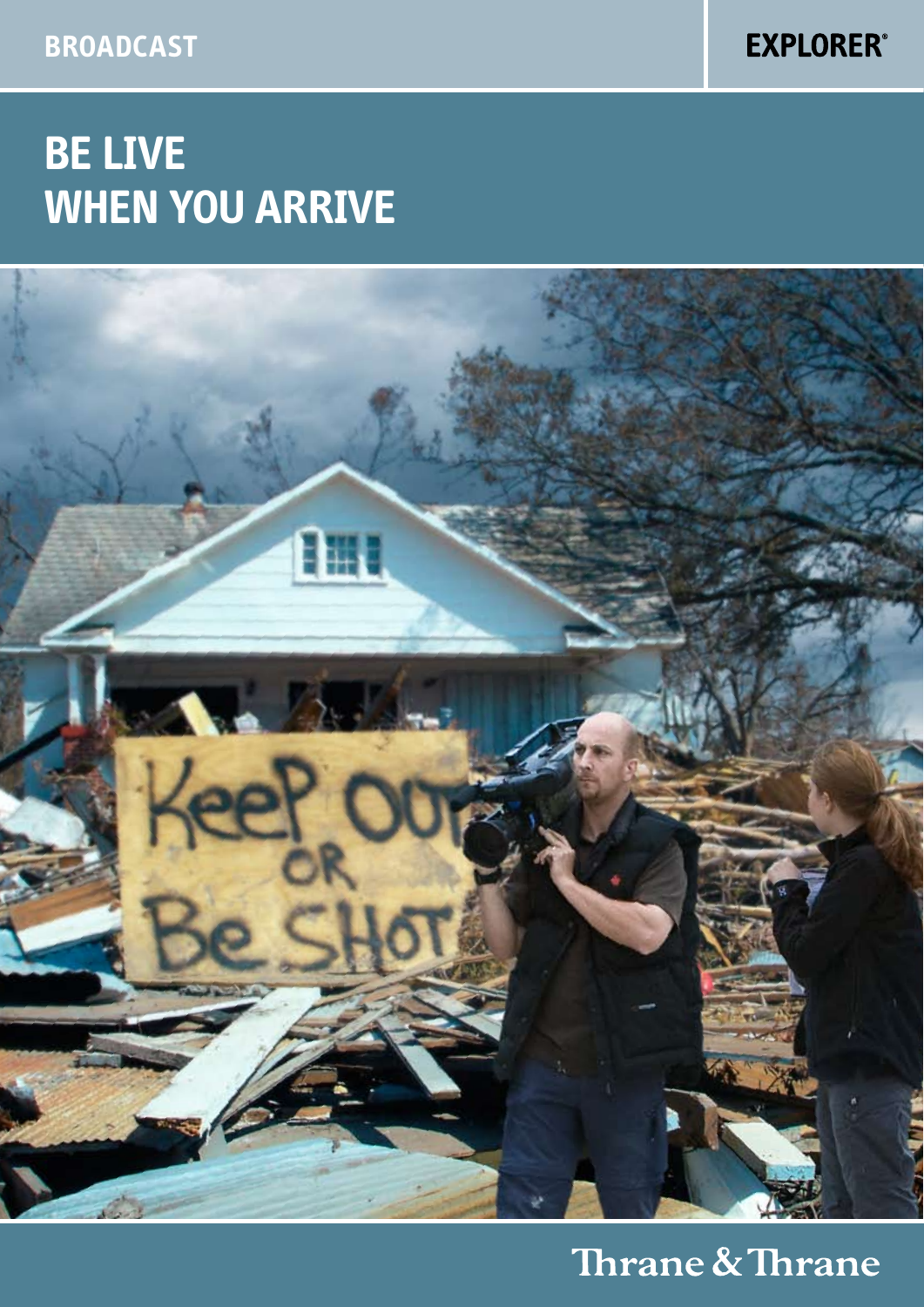BROADCAST

EXPLORER®

# BE LIVE WHEN YOU ARRIVE

Thrane & Thrane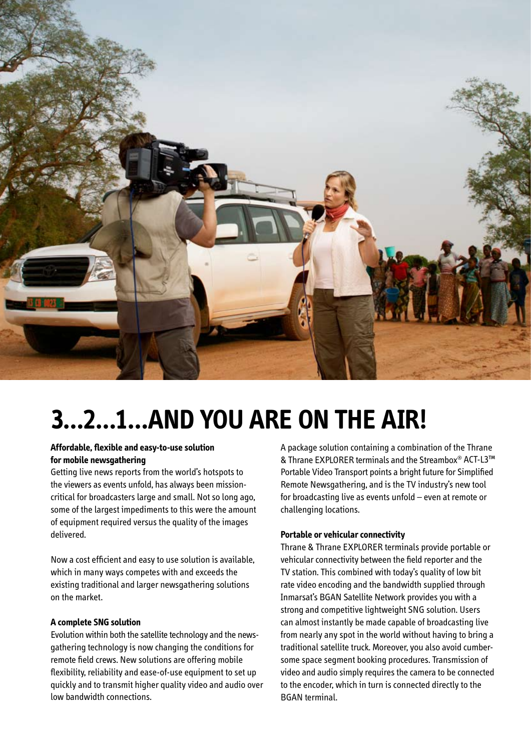# 3...2...1...AND YOU ARE ON THE AIR!

**Affordable, flexible and easy-to-use solution for mobile newsgathering**

Getting live news reports from the world's hotspots to the viewers as events unfold, has always been mission-critical for broadcasters large and small. Not so long ago, some of the largest impediments to this were the amount of equipment required versus the quality of the images delivered.

Now a cost efficient and easy to use solution is available, which in many ways competes with and exceeds the existing traditional and larger newsgathering solutions on the market.

**A complete SNG solution**

Evolution within both the satellite technology and the newsgathering technology is now changing the conditions for remote field crews. New solutions are offering mobile flexibility, reliability and ease-of-use equipment to set up quickly and to transmit higher quality video and audio over low bandwidth connections.

A package solution containing a combination of the Thrane & Thrane EXPLORER terminals and the Streambox® ACT-L3™ Portable Video Transport points a bright future for Simplified Remote Newsgathering, and is the TV industry's new tool for broadcasting live as events unfold – even at remote or challenging locations.

**Portable or vehicular connectivity**

Thrane & Thrane EXPLORER terminals provide portable or vehicular connectivity between the field reporter and the TV station. This combined with today's quality of low bit rate video encoding and the bandwidth supplied through Inmarsat's BGAN Satellite Network provides you with a strong and competitive lightweight SNG solution. Users can almost instantly be made capable of broadcasting live from nearly any spot in the world without having to bring a traditional satellite truck. Moreover, you also avoid cumbersome space segment booking procedures. Transmission of video and audio simply requires the camera to be connected to the encoder, which in turn is connected directly to the BGAN terminal.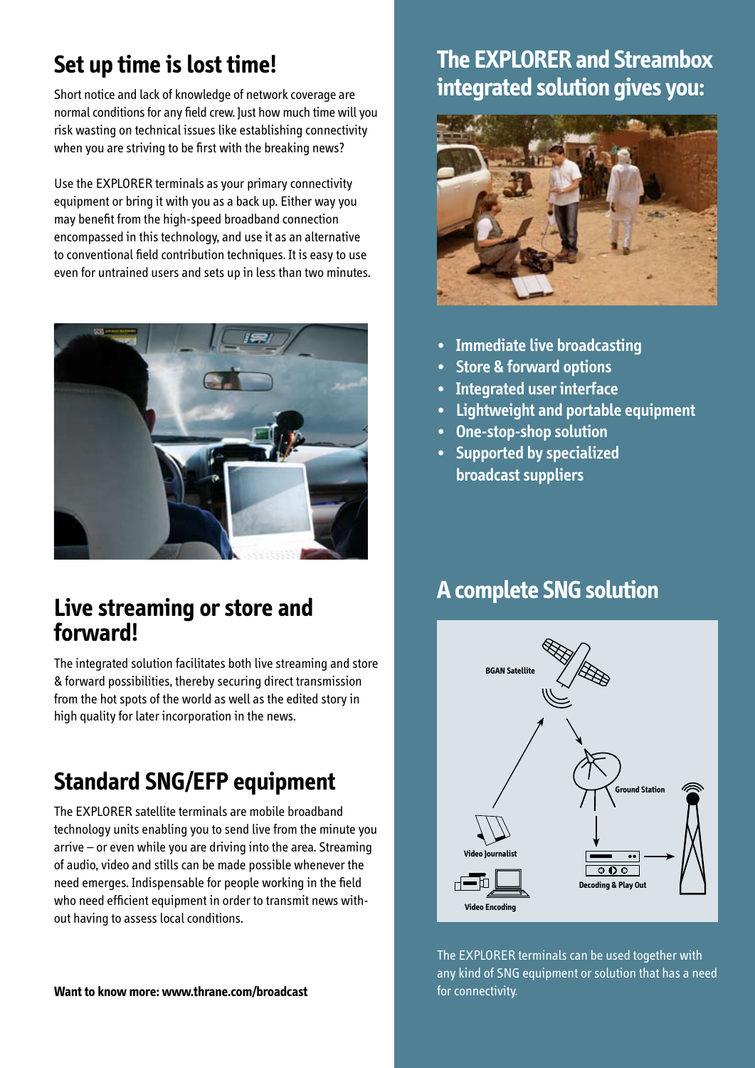## Set up time is lost time!

Short notice and lack of knowledge of network coverage are normal conditions for any field crew. Just how much time will you risk wasting on technical issues like establishing connectivity when you are striving to be first with the breaking news?

Use the EXPLORER terminals as your primary connectivity equipment or bring it with you as a back up. Either way you may benefit from the high-speed broadband connection encompassed in this technology, and use it as an alternative to conventional field contribution techniques. It is easy to use even for untrained users and sets up in less than two minutes.

## Live streaming or store and forward!

The integrated solution facilitates both live streaming and store & forward possibilities, thereby securing direct transmission from the hot spots of the world as well as the edited story in high quality for later incorporation in the news.

## Standard SNG/EFP equipment

The EXPLORER satellite terminals are mobile broadband technology units enabling you to send live from the minute you arrive – or even while you are driving into the area. Streaming of audio, video and stills can be made possible whenever the need emerges. Indispensable for people working in the field who need efficient equipment in order to transmit news without having to assess local conditions.

**Want to know more: www.thrane.com/broadcast**

## The EXPLORER and Streambox integrated solution gives you:

- Immediate live broadcasting
- Store & forward options
- Integrated user interface
- Lightweight and portable equipment
- One-stop-shop solution
- Supported by specialized broadcast suppliers

## A complete SNG solution

BGAN Satellite

Ground Station

Video Journalist

Decoding & Play Out

Video Encoding

The EXPLORER terminals can be used together with any kind of SNG equipment or solution that has a need for connectivity.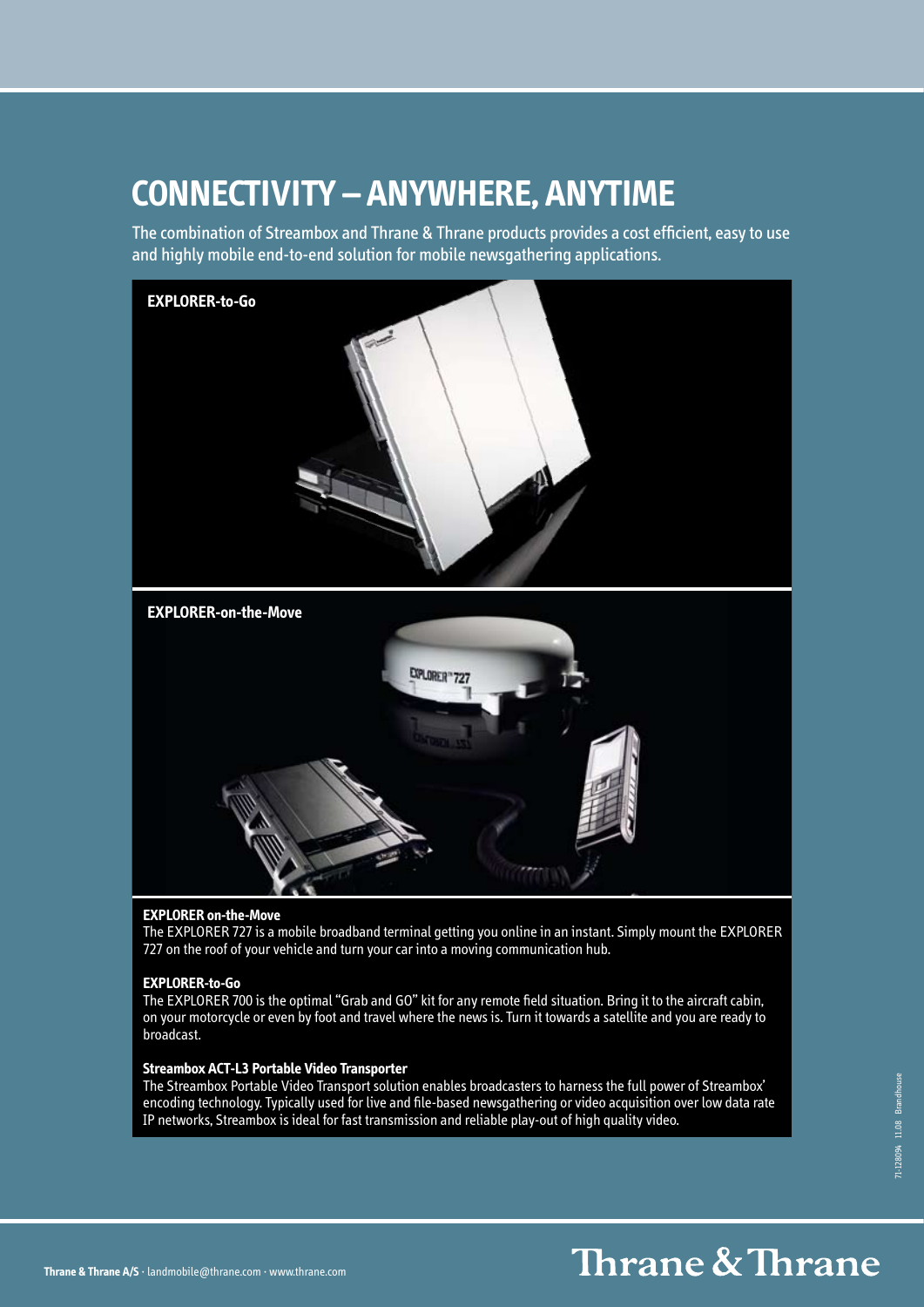# CONNECTIVITY – ANYWHERE, ANYTIME

The combination of Streambox and Thrane & Thrane products provides a cost efficient, easy to use and highly mobile end-to-end solution for mobile newsgathering applications.

**EXPLORER-to-Go**

**EXPLORER-on-the-Move**

**EXPLORER on-the-Move**
The EXPLORER 727 is a mobile broadband terminal getting you online in an instant. Simply mount the EXPLORER 727 on the roof of your vehicle and turn your car into a moving communication hub.

**EXPLORER-to-Go**
The EXPLORER 700 is the optimal "Grab and GO" kit for any remote field situation. Bring it to the aircraft cabin, on your motorcycle or even by foot and travel where the news is. Turn it towards a satellite and you are ready to broadcast.

**Streambox ACT-L3 Portable Video Transporter**
The Streambox Portable Video Transport solution enables broadcasters to harness the full power of Streambox' encoding technology. Typically used for live and file-based newsgathering or video acquisition over low data rate IP networks, Streambox is ideal for fast transmission and reliable play-out of high quality video.

**Thrane & Thrane A/S** · landmobile@thrane.com · www.thrane.com

Thrane & Thrane